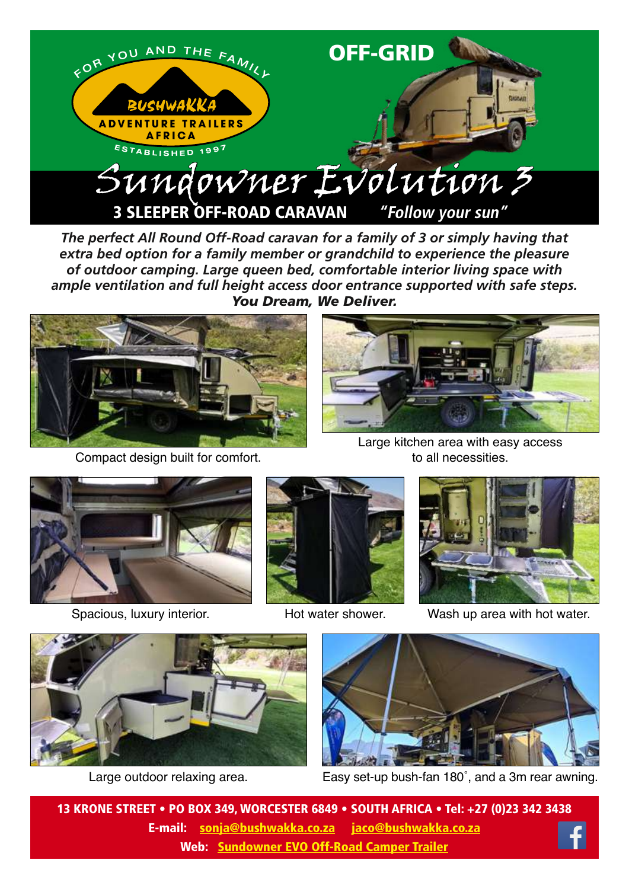FOR YOU AND THE FAMILY

BUSHWAKKA
ADVENTURE TRAILERS
AFRICA
ESTABLISHED 1997

**OFF-GRID**

# Sundowner Evolution 3

## 3 SLEEPER OFF-ROAD CARAVAN *"Follow your sun"*

***The perfect All Round Off-Road caravan for a family of 3 or simply having that extra bed option for a family member or grandchild to experience the pleasure of outdoor camping. Large queen bed, comfortable interior living space with ample ventilation and full height access door entrance supported with safe steps.***

***You Dream, We Deliver.***

Compact design built for comfort.

Large kitchen area with easy access to all necessities.

Spacious, luxury interior.

Hot water shower.

Wash up area with hot water.

Large outdoor relaxing area.

Easy set-up bush-fan 180˚, and a 3m rear awning.

**13 KRONE STREET • PO BOX 349, WORCESTER 6849 • SOUTH AFRICA • Tel: +27 (0)23 342 3438**

**E-mail: sonja@bushwakka.co.za jaco@bushwakka.co.za**

**Web: Sundowner EVO Off-Road Camper Trailer**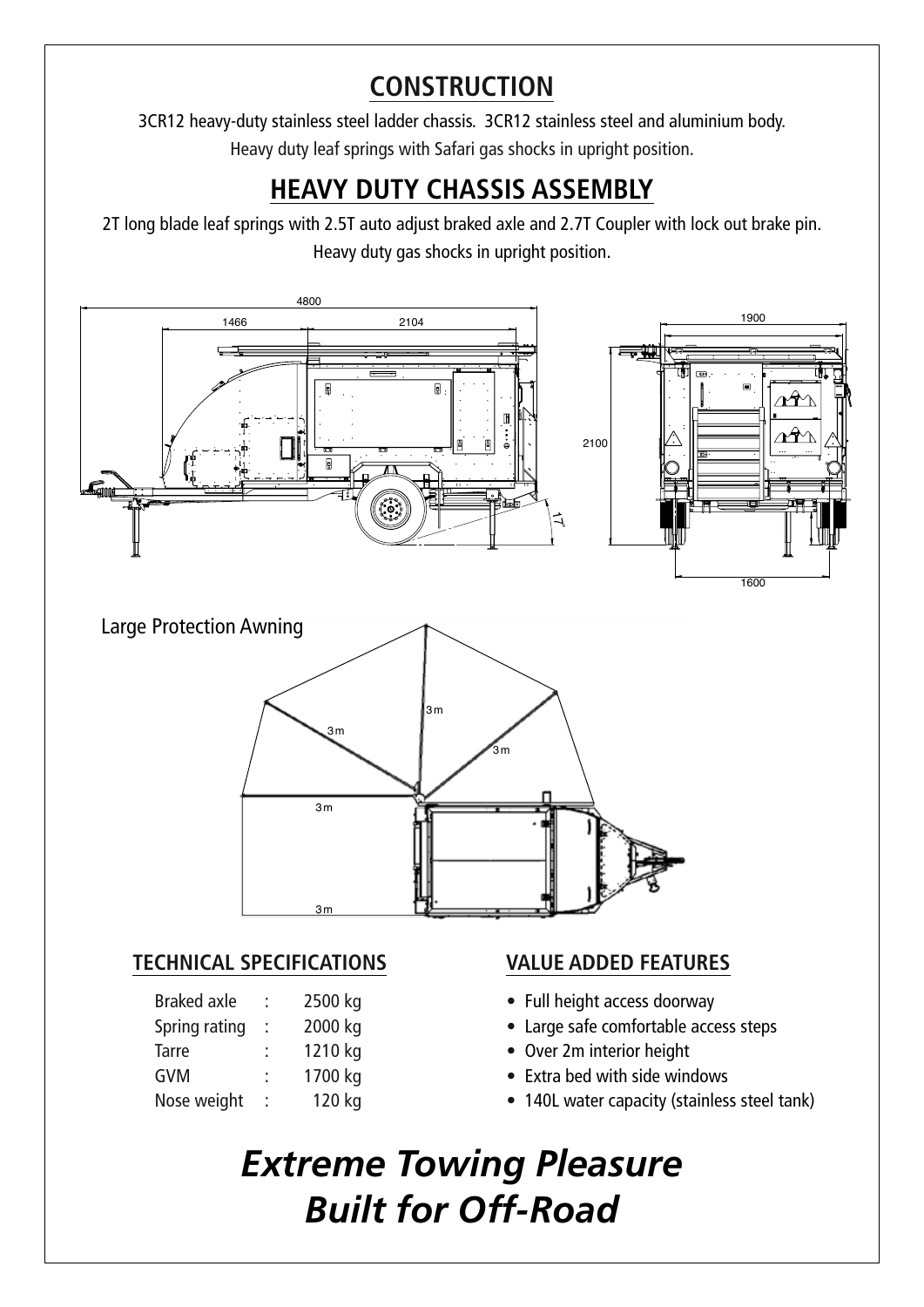## CONSTRUCTION

3CR12 heavy-duty stainless steel ladder chassis. 3CR12 stainless steel and aluminium body.
Heavy duty leaf springs with Safari gas shocks in upright position.

## HEAVY DUTY CHASSIS ASSEMBLY

2T long blade leaf springs with 2.5T auto adjust braked axle and 2.7T Coupler with lock out brake pin.
Heavy duty gas shocks in upright position.

4800
1466
2104
17°
1900
2100
1600

Large Protection Awning

3m
3m
3m
3m
3m

### TECHNICAL SPECIFICATIONS

| | | |
|---|---|---|
| Braked axle | : | 2500 kg |
| Spring rating | : | 2000 kg |
| Tarre | : | 1210 kg |
| GVM | : | 1700 kg |
| Nose weight | : | 120 kg |

### VALUE ADDED FEATURES

- Full height access doorway
- Large safe comfortable access steps
- Over 2m interior height
- Extra bed with side windows
- 140L water capacity (stainless steel tank)

# *Extreme Towing Pleasure*
# *Built for Off-Road*